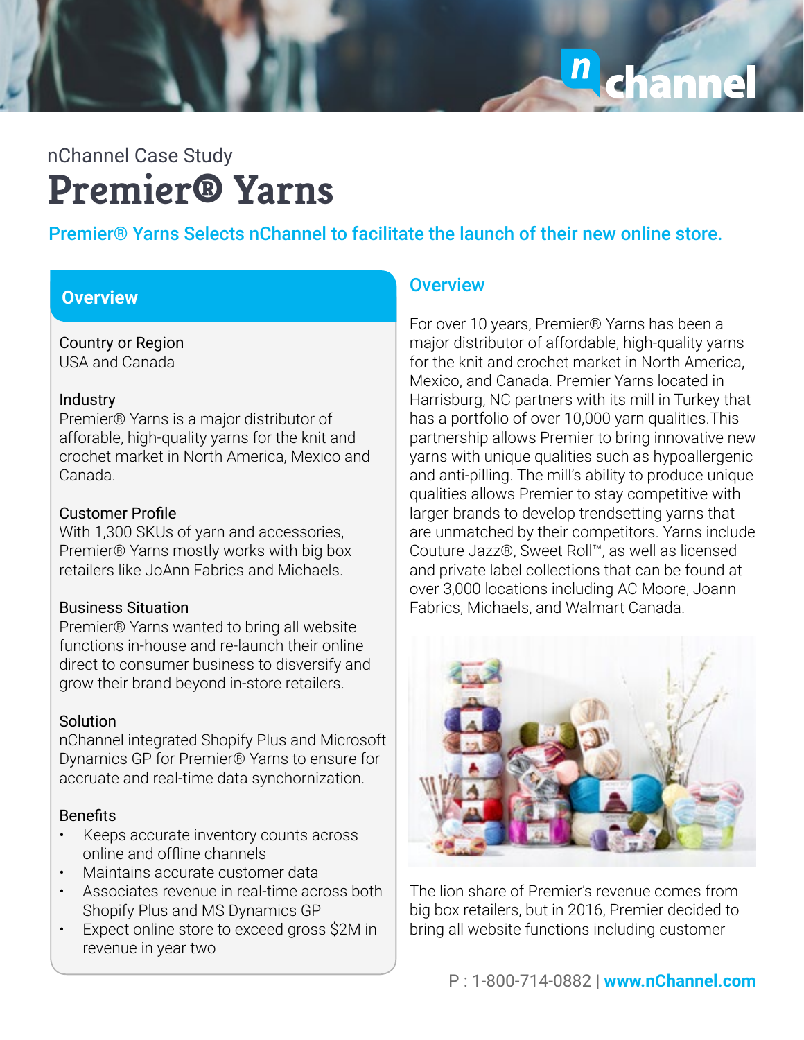nChannel Case Study

# Premier® Yarns

**Premier® Yarns Selects nChannel to facilitate the launch of their new online store.**

## Overview

**Country or Region**
USA and Canada

**Industry**
Premier® Yarns is a major distributor of afforable, high-quality yarns for the knit and crochet market in North America, Mexico and Canada.

**Customer Profile**
With 1,300 SKUs of yarn and accessories, Premier® Yarns mostly works with big box retailers like JoAnn Fabrics and Michaels.

**Business Situation**
Premier® Yarns wanted to bring all website functions in-house and re-launch their online direct to consumer business to disversify and grow their brand beyond in-store retailers.

**Solution**
nChannel integrated Shopify Plus and Microsoft Dynamics GP for Premier® Yarns to ensure for accruate and real-time data synchronization.

**Benefits**

- Keeps accurate inventory counts across online and offline channels
- Maintains accurate customer data
- Associates revenue in real-time across both Shopify Plus and MS Dynamics GP
- Expect online store to exceed gross $2M in revenue in year two

## Overview

For over 10 years, Premier® Yarns has been a major distributor of affordable, high-quality yarns for the knit and crochet market in North America, Mexico, and Canada. Premier Yarns located in Harrisburg, NC partners with its mill in Turkey that has a portfolio of over 10,000 yarn qualities.This partnership allows Premier to bring innovative new yarns with unique qualities such as hypoallergenic and anti-pilling. The mill's ability to produce unique qualities allows Premier to stay competitive with larger brands to develop trendsetting yarns that are unmatched by their competitors. Yarns include Couture Jazz®, Sweet Roll™, as well as licensed and private label collections that can be found at over 3,000 locations including AC Moore, Joann Fabrics, Michaels, and Walmart Canada.

The lion share of Premier's revenue comes from big box retailers, but in 2016, Premier decided to bring all website functions including customer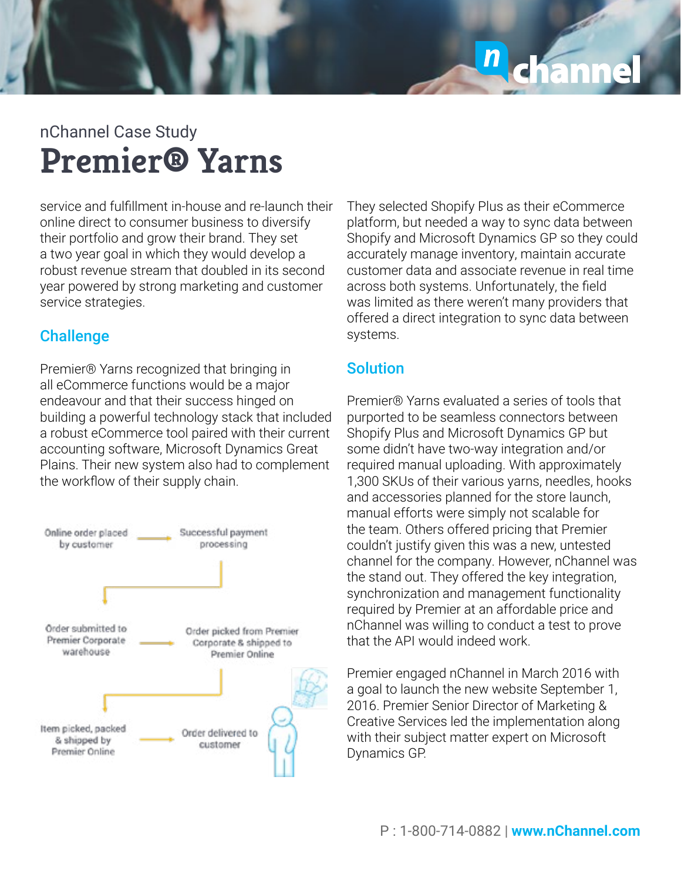nChannel Case Study

# Premier® Yarns

service and fulfillment in-house and re-launch their online direct to consumer business to diversify their portfolio and grow their brand. They set a two year goal in which they would develop a robust revenue stream that doubled in its second year powered by strong marketing and customer service strategies.

## Challenge

Premier® Yarns recognized that bringing in all eCommerce functions would be a major endeavour and that their success hinged on building a powerful technology stack that included a robust eCommerce tool paired with their current accounting software, Microsoft Dynamics Great Plains. Their new system also had to complement the workflow of their supply chain.

Online order placed by customer → Successful payment processing → Order submitted to Premier Corporate warehouse → Order picked from Premier Corporate & shipped to Premier Online → Item picked, packed & shipped by Premier Online → Order delivered to customer

They selected Shopify Plus as their eCommerce platform, but needed a way to sync data between Shopify and Microsoft Dynamics GP so they could accurately manage inventory, maintain accurate customer data and associate revenue in real time across both systems. Unfortunately, the field was limited as there weren't many providers that offered a direct integration to sync data between systems.

## Solution

Premier® Yarns evaluated a series of tools that purported to be seamless connectors between Shopify Plus and Microsoft Dynamics GP but some didn't have two-way integration and/or required manual uploading. With approximately 1,300 SKUs of their various yarns, needles, hooks and accessories planned for the store launch, manual efforts were simply not scalable for the team. Others offered pricing that Premier couldn't justify given this was a new, untested channel for the company. However, nChannel was the stand out. They offered the key integration, synchronization and management functionality required by Premier at an affordable price and nChannel was willing to conduct a test to prove that the API would indeed work.

Premier engaged nChannel in March 2016 with a goal to launch the new website September 1, 2016. Premier Senior Director of Marketing & Creative Services led the implementation along with their subject matter expert on Microsoft Dynamics GP.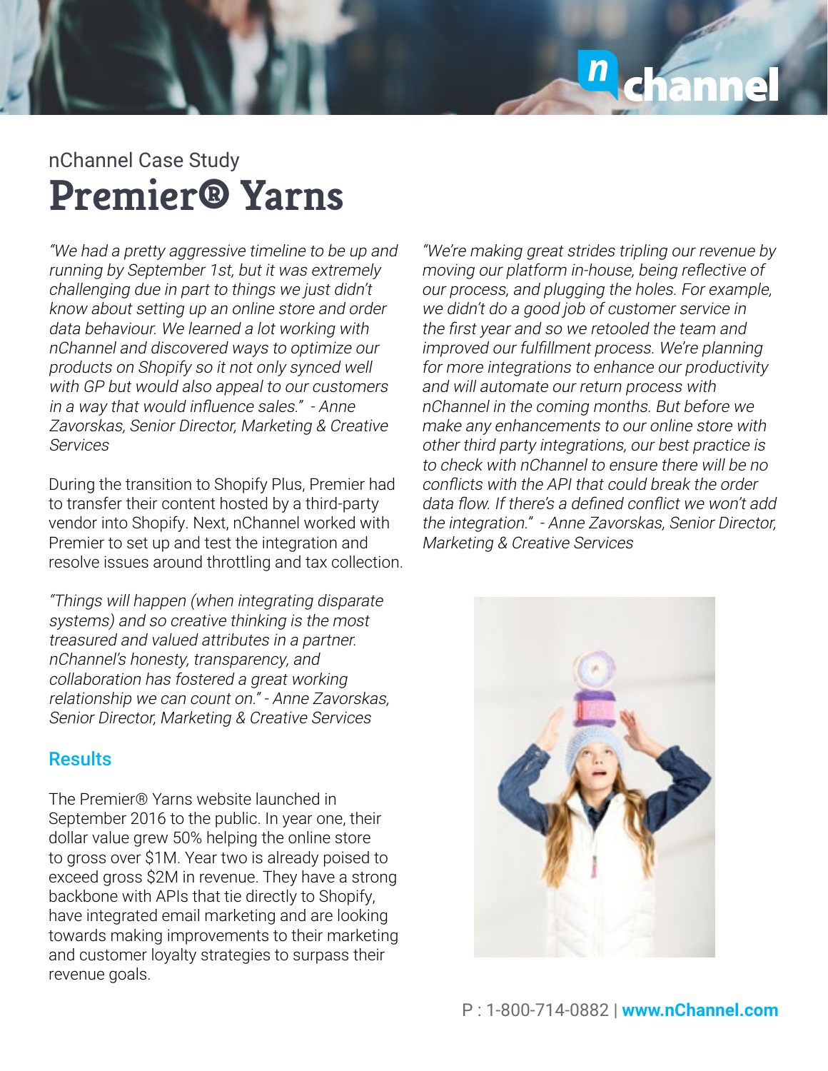nChannel Case Study

# Premier® Yarns

*"We had a pretty aggressive timeline to be up and running by September 1st, but it was extremely challenging due in part to things we just didn't know about setting up an online store and order data behaviour. We learned a lot working with nChannel and discovered ways to optimize our products on Shopify so it not only synced well with GP but would also appeal to our customers in a way that would influence sales." - Anne Zavorskas, Senior Director, Marketing & Creative Services*

During the transition to Shopify Plus, Premier had to transfer their content hosted by a third-party vendor into Shopify. Next, nChannel worked with Premier to set up and test the integration and resolve issues around throttling and tax collection.

*"Things will happen (when integrating disparate systems) and so creative thinking is the most treasured and valued attributes in a partner. nChannel's honesty, transparency, and collaboration has fostered a great working relationship we can count on." - Anne Zavorskas, Senior Director, Marketing & Creative Services*

## Results

The Premier® Yarns website launched in September 2016 to the public. In year one, their dollar value grew 50% helping the online store to gross over $1M. Year two is already poised to exceed gross $2M in revenue. They have a strong backbone with APIs that tie directly to Shopify, have integrated email marketing and are looking towards making improvements to their marketing and customer loyalty strategies to surpass their revenue goals.

*"We're making great strides tripling our revenue by moving our platform in-house, being reflective of our process, and plugging the holes. For example, we didn't do a good job of customer service in the first year and so we retooled the team and improved our fulfillment process. We're planning for more integrations to enhance our productivity and will automate our return process with nChannel in the coming months. But before we make any enhancements to our online store with other third party integrations, our best practice is to check with nChannel to ensure there will be no conflicts with the API that could break the order data flow. If there's a defined conflict we won't add the integration." - Anne Zavorskas, Senior Director, Marketing & Creative Services*

P : 1-800-714-0882 | **www.nChannel.com**